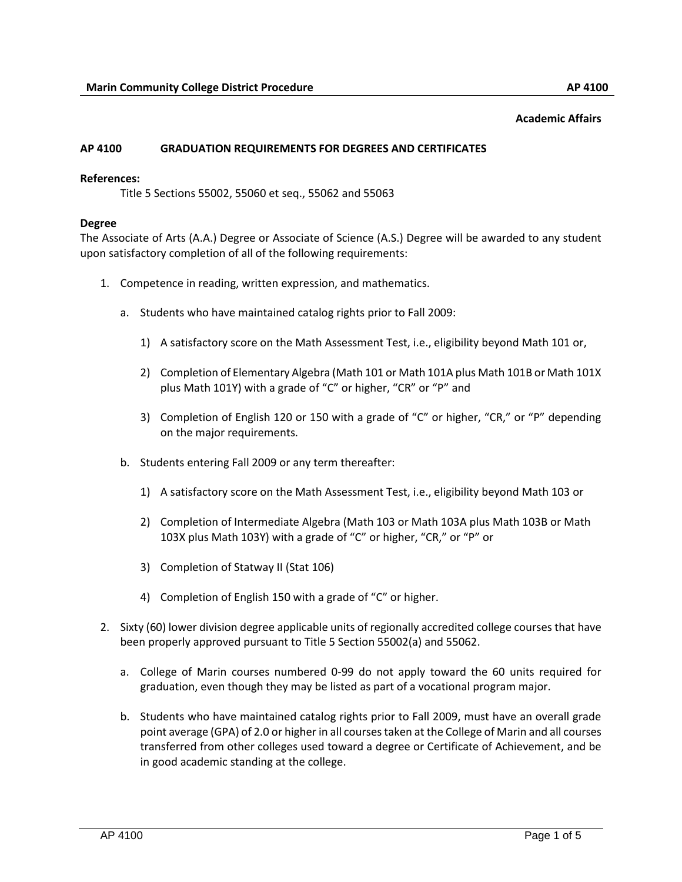**Academic Affairs**

## AP 4100 GRADUATION REQUIREMENTS FOR DEGREES AND CERTIFICATES

**References:**

Title 5 Sections 55002, 55060 et seq., 55062 and 55063

**Degree**

The Associate of Arts (A.A.) Degree or Associate of Science (A.S.) Degree will be awarded to any student upon satisfactory completion of all of the following requirements:

1. Competence in reading, written expression, and mathematics.
   a. Students who have maintained catalog rights prior to Fall 2009:
      1) A satisfactory score on the Math Assessment Test, i.e., eligibility beyond Math 101 or,
      2) Completion of Elementary Algebra (Math 101 or Math 101A plus Math 101B or Math 101X plus Math 101Y) with a grade of "C" or higher, "CR" or "P" and
      3) Completion of English 120 or 150 with a grade of "C" or higher, "CR," or "P" depending on the major requirements.
   b. Students entering Fall 2009 or any term thereafter:
      1) A satisfactory score on the Math Assessment Test, i.e., eligibility beyond Math 103 or
      2) Completion of Intermediate Algebra (Math 103 or Math 103A plus Math 103B or Math 103X plus Math 103Y) with a grade of "C" or higher, "CR," or "P" or
      3) Completion of Statway II (Stat 106)
      4) Completion of English 150 with a grade of "C" or higher.
2. Sixty (60) lower division degree applicable units of regionally accredited college courses that have been properly approved pursuant to Title 5 Section 55002(a) and 55062.
   a. College of Marin courses numbered 0-99 do not apply toward the 60 units required for graduation, even though they may be listed as part of a vocational program major.
   b. Students who have maintained catalog rights prior to Fall 2009, must have an overall grade point average (GPA) of 2.0 or higher in all courses taken at the College of Marin and all courses transferred from other colleges used toward a degree or Certificate of Achievement, and be in good academic standing at the college.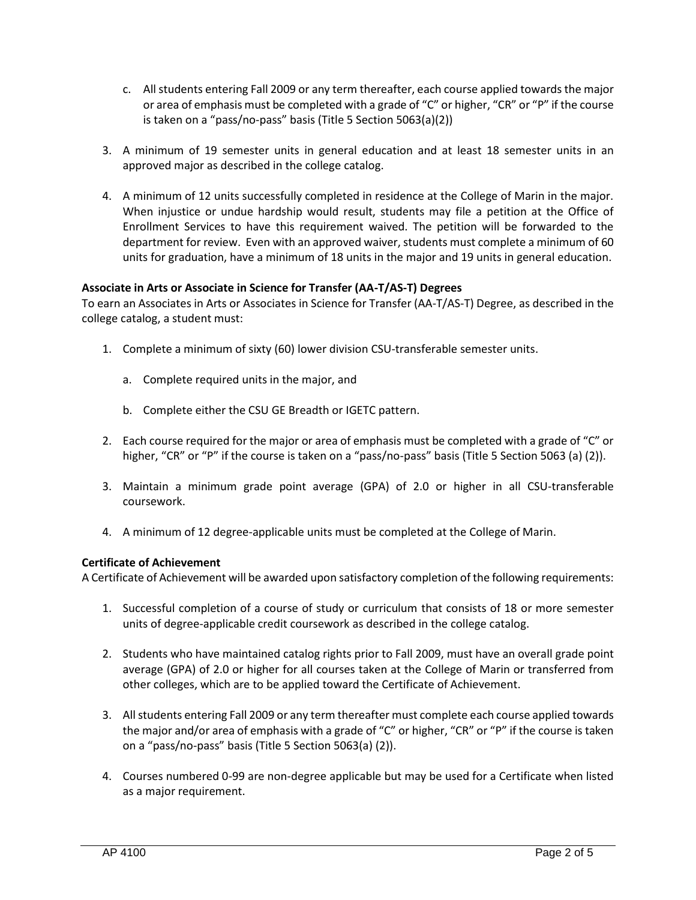c. All students entering Fall 2009 or any term thereafter, each course applied towards the major or area of emphasis must be completed with a grade of "C" or higher, "CR" or "P" if the course is taken on a "pass/no-pass" basis (Title 5 Section 5063(a)(2))

3. A minimum of 19 semester units in general education and at least 18 semester units in an approved major as described in the college catalog.

4. A minimum of 12 units successfully completed in residence at the College of Marin in the major. When injustice or undue hardship would result, students may file a petition at the Office of Enrollment Services to have this requirement waived. The petition will be forwarded to the department for review. Even with an approved waiver, students must complete a minimum of 60 units for graduation, have a minimum of 18 units in the major and 19 units in general education.

**Associate in Arts or Associate in Science for Transfer (AA-T/AS-T) Degrees**
To earn an Associates in Arts or Associates in Science for Transfer (AA-T/AS-T) Degree, as described in the college catalog, a student must:

1. Complete a minimum of sixty (60) lower division CSU-transferable semester units.

   a. Complete required units in the major, and

   b. Complete either the CSU GE Breadth or IGETC pattern.

2. Each course required for the major or area of emphasis must be completed with a grade of "C" or higher, "CR" or "P" if the course is taken on a "pass/no-pass" basis (Title 5 Section 5063 (a) (2)).

3. Maintain a minimum grade point average (GPA) of 2.0 or higher in all CSU-transferable coursework.

4. A minimum of 12 degree-applicable units must be completed at the College of Marin.

**Certificate of Achievement**
A Certificate of Achievement will be awarded upon satisfactory completion of the following requirements:

1. Successful completion of a course of study or curriculum that consists of 18 or more semester units of degree-applicable credit coursework as described in the college catalog.

2. Students who have maintained catalog rights prior to Fall 2009, must have an overall grade point average (GPA) of 2.0 or higher for all courses taken at the College of Marin or transferred from other colleges, which are to be applied toward the Certificate of Achievement.

3. All students entering Fall 2009 or any term thereafter must complete each course applied towards the major and/or area of emphasis with a grade of "C" or higher, "CR" or "P" if the course is taken on a "pass/no-pass" basis (Title 5 Section 5063(a) (2)).

4. Courses numbered 0-99 are non-degree applicable but may be used for a Certificate when listed as a major requirement.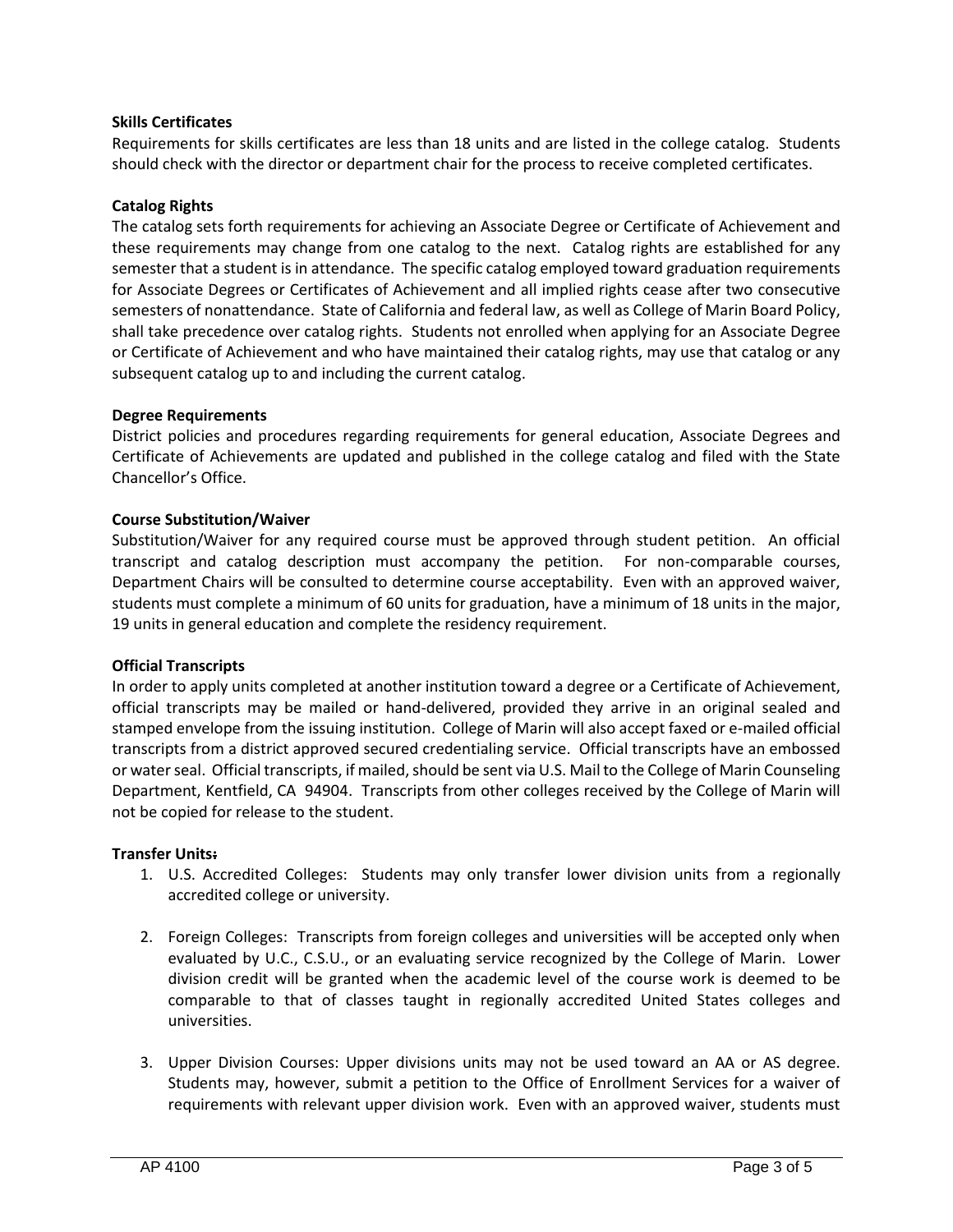**Skills Certificates**

Requirements for skills certificates are less than 18 units and are listed in the college catalog. Students should check with the director or department chair for the process to receive completed certificates.

**Catalog Rights**

The catalog sets forth requirements for achieving an Associate Degree or Certificate of Achievement and these requirements may change from one catalog to the next. Catalog rights are established for any semester that a student is in attendance. The specific catalog employed toward graduation requirements for Associate Degrees or Certificates of Achievement and all implied rights cease after two consecutive semesters of nonattendance. State of California and federal law, as well as College of Marin Board Policy, shall take precedence over catalog rights. Students not enrolled when applying for an Associate Degree or Certificate of Achievement and who have maintained their catalog rights, may use that catalog or any subsequent catalog up to and including the current catalog.

**Degree Requirements**

District policies and procedures regarding requirements for general education, Associate Degrees and Certificate of Achievements are updated and published in the college catalog and filed with the State Chancellor's Office.

**Course Substitution/Waiver**

Substitution/Waiver for any required course must be approved through student petition. An official transcript and catalog description must accompany the petition. For non-comparable courses, Department Chairs will be consulted to determine course acceptability. Even with an approved waiver, students must complete a minimum of 60 units for graduation, have a minimum of 18 units in the major, 19 units in general education and complete the residency requirement.

**Official Transcripts**

In order to apply units completed at another institution toward a degree or a Certificate of Achievement, official transcripts may be mailed or hand-delivered, provided they arrive in an original sealed and stamped envelope from the issuing institution. College of Marin will also accept faxed or e-mailed official transcripts from a district approved secured credentialing service. Official transcripts have an embossed or water seal. Official transcripts, if mailed, should be sent via U.S. Mail to the College of Marin Counseling Department, Kentfield, CA 94904. Transcripts from other colleges received by the College of Marin will not be copied for release to the student.

**Transfer Units:**

1. U.S. Accredited Colleges: Students may only transfer lower division units from a regionally accredited college or university.

2. Foreign Colleges: Transcripts from foreign colleges and universities will be accepted only when evaluated by U.C., C.S.U., or an evaluating service recognized by the College of Marin. Lower division credit will be granted when the academic level of the course work is deemed to be comparable to that of classes taught in regionally accredited United States colleges and universities.

3. Upper Division Courses: Upper divisions units may not be used toward an AA or AS degree. Students may, however, submit a petition to the Office of Enrollment Services for a waiver of requirements with relevant upper division work. Even with an approved waiver, students must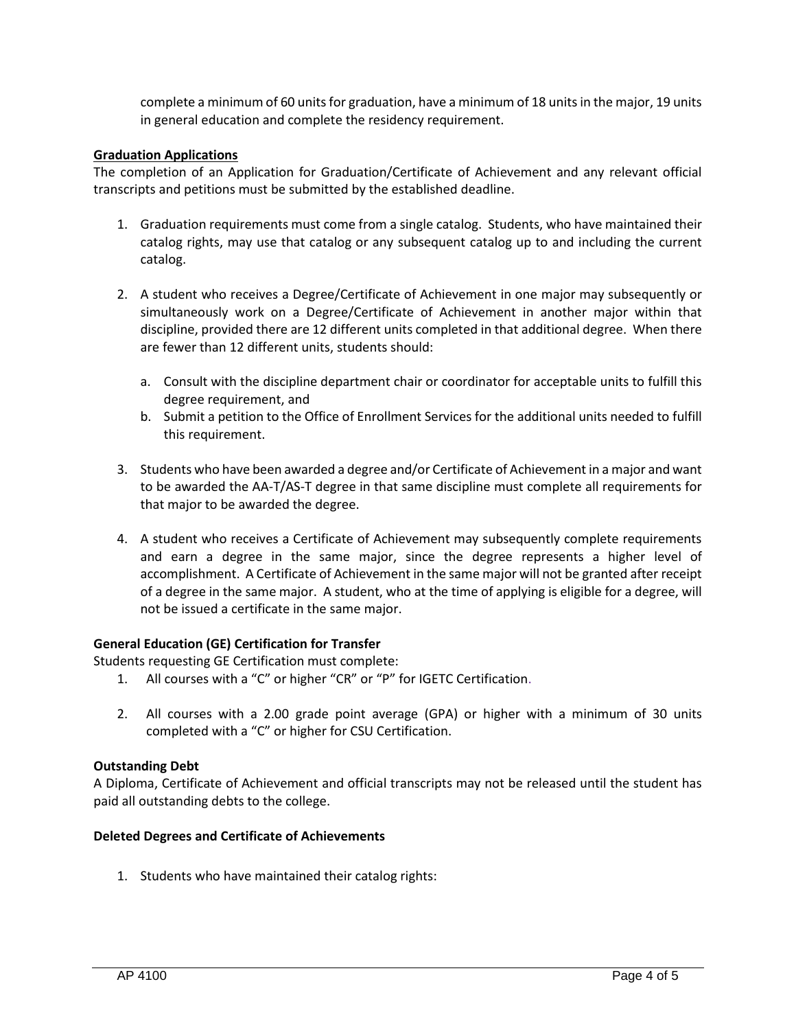complete a minimum of 60 units for graduation, have a minimum of 18 units in the major, 19 units in general education and complete the residency requirement.

**Graduation Applications**

The completion of an Application for Graduation/Certificate of Achievement and any relevant official transcripts and petitions must be submitted by the established deadline.

1. Graduation requirements must come from a single catalog. Students, who have maintained their catalog rights, may use that catalog or any subsequent catalog up to and including the current catalog.

2. A student who receives a Degree/Certificate of Achievement in one major may subsequently or simultaneously work on a Degree/Certificate of Achievement in another major within that discipline, provided there are 12 different units completed in that additional degree. When there are fewer than 12 different units, students should:

   a. Consult with the discipline department chair or coordinator for acceptable units to fulfill this degree requirement, and
   b. Submit a petition to the Office of Enrollment Services for the additional units needed to fulfill this requirement.

3. Students who have been awarded a degree and/or Certificate of Achievement in a major and want to be awarded the AA-T/AS-T degree in that same discipline must complete all requirements for that major to be awarded the degree.

4. A student who receives a Certificate of Achievement may subsequently complete requirements and earn a degree in the same major, since the degree represents a higher level of accomplishment. A Certificate of Achievement in the same major will not be granted after receipt of a degree in the same major. A student, who at the time of applying is eligible for a degree, will not be issued a certificate in the same major.

**General Education (GE) Certification for Transfer**

Students requesting GE Certification must complete:

1. All courses with a "C" or higher "CR" or "P" for IGETC Certification.

2. All courses with a 2.00 grade point average (GPA) or higher with a minimum of 30 units completed with a "C" or higher for CSU Certification.

**Outstanding Debt**

A Diploma, Certificate of Achievement and official transcripts may not be released until the student has paid all outstanding debts to the college.

**Deleted Degrees and Certificate of Achievements**

1. Students who have maintained their catalog rights: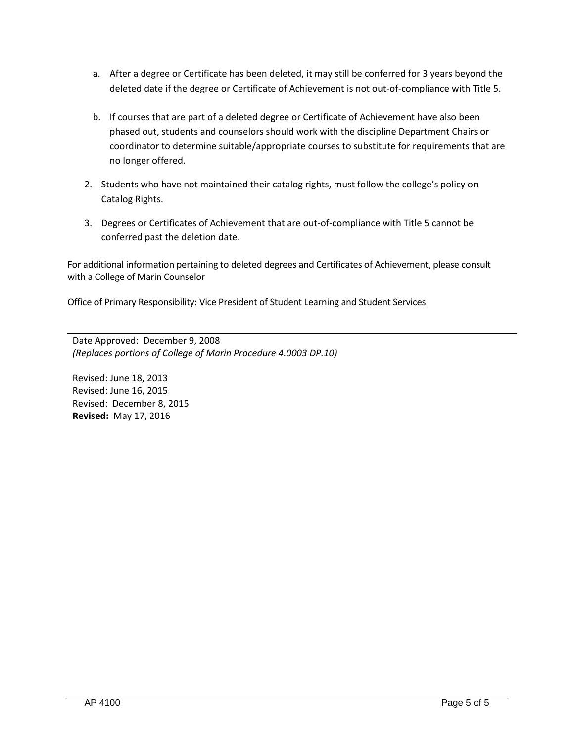a. After a degree or Certificate has been deleted, it may still be conferred for 3 years beyond the deleted date if the degree or Certificate of Achievement is not out-of-compliance with Title 5.

b. If courses that are part of a deleted degree or Certificate of Achievement have also been phased out, students and counselors should work with the discipline Department Chairs or coordinator to determine suitable/appropriate courses to substitute for requirements that are no longer offered.

2. Students who have not maintained their catalog rights, must follow the college's policy on Catalog Rights.

3. Degrees or Certificates of Achievement that are out-of-compliance with Title 5 cannot be conferred past the deletion date.

For additional information pertaining to deleted degrees and Certificates of Achievement, please consult with a College of Marin Counselor

Office of Primary Responsibility: Vice President of Student Learning and Student Services

---

Date Approved: December 9, 2008
*(Replaces portions of College of Marin Procedure 4.0003 DP.10)*

Revised: June 18, 2013
Revised: June 16, 2015
Revised: December 8, 2015
**Revised:** May 17, 2016